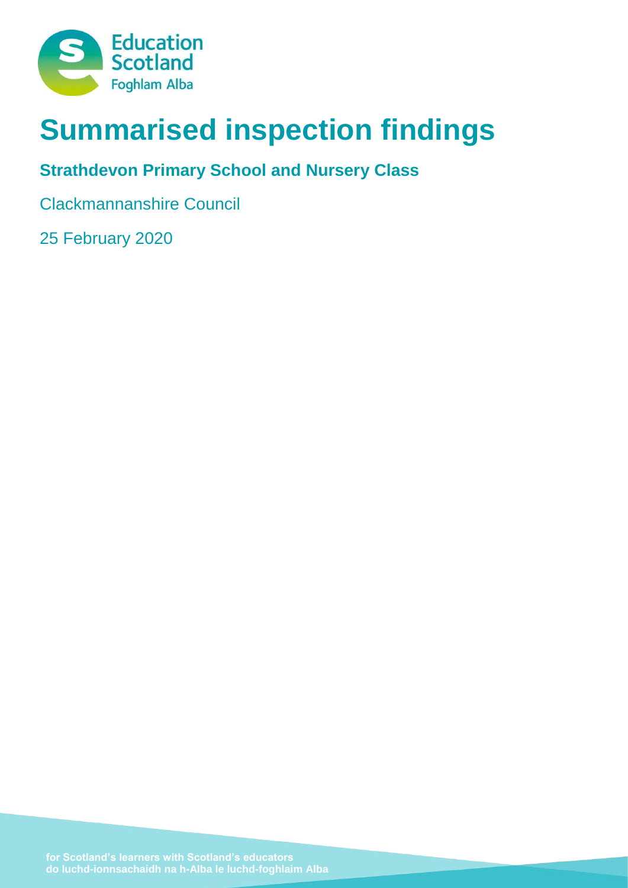Education Scotland
Foghlam Alba

# Summarised inspection findings

## Strathdevon Primary School and Nursery Class

Clackmannanshire Council

25 February 2020

for Scotland's learners with Scotland's educators
do luchd-ionnsachaidh na h-Alba le luchd-foghlaim Alba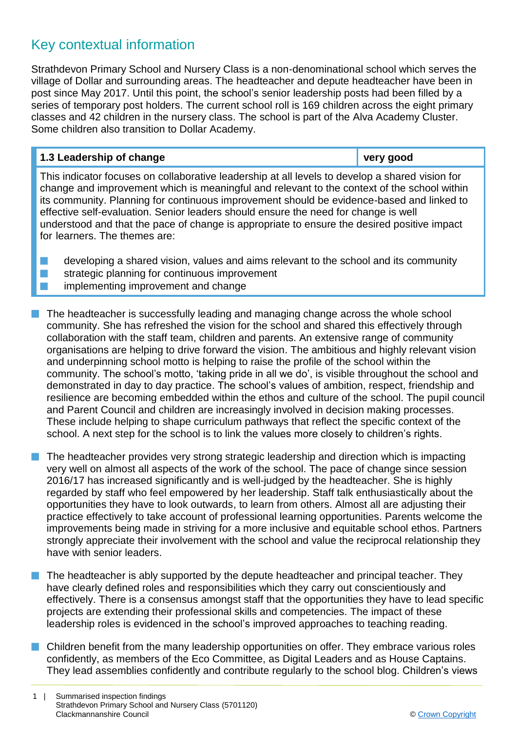## Key contextual information

Strathdevon Primary School and Nursery Class is a non-denominational school which serves the village of Dollar and surrounding areas. The headteacher and depute headteacher have been in post since May 2017. Until this point, the school's senior leadership posts had been filled by a series of temporary post holders. The current school roll is 169 children across the eight primary classes and 42 children in the nursery class. The school is part of the Alva Academy Cluster. Some children also transition to Dollar Academy.

| 1.3 Leadership of change | very good |
|---|---|

This indicator focuses on collaborative leadership at all levels to develop a shared vision for change and improvement which is meaningful and relevant to the context of the school within its community. Planning for continuous improvement should be evidence-based and linked to effective self-evaluation. Senior leaders should ensure the need for change is well understood and that the pace of change is appropriate to ensure the desired positive impact for learners. The themes are:

- developing a shared vision, values and aims relevant to the school and its community
- strategic planning for continuous improvement
- implementing improvement and change

- The headteacher is successfully leading and managing change across the whole school community. She has refreshed the vision for the school and shared this effectively through collaboration with the staff team, children and parents. An extensive range of community organisations are helping to drive forward the vision. The ambitious and highly relevant vision and underpinning school motto is helping to raise the profile of the school within the community. The school's motto, 'taking pride in all we do', is visible throughout the school and demonstrated in day to day practice. The school's values of ambition, respect, friendship and resilience are becoming embedded within the ethos and culture of the school. The pupil council and Parent Council and children are increasingly involved in decision making processes. These include helping to shape curriculum pathways that reflect the specific context of the school. A next step for the school is to link the values more closely to children's rights.

- The headteacher provides very strong strategic leadership and direction which is impacting very well on almost all aspects of the work of the school. The pace of change since session 2016/17 has increased significantly and is well-judged by the headteacher. She is highly regarded by staff who feel empowered by her leadership. Staff talk enthusiastically about the opportunities they have to look outwards, to learn from others. Almost all are adjusting their practice effectively to take account of professional learning opportunities. Parents welcome the improvements being made in striving for a more inclusive and equitable school ethos. Partners strongly appreciate their involvement with the school and value the reciprocal relationship they have with senior leaders.

- The headteacher is ably supported by the depute headteacher and principal teacher. They have clearly defined roles and responsibilities which they carry out conscientiously and effectively. There is a consensus amongst staff that the opportunities they have to lead specific projects are extending their professional skills and competencies. The impact of these leadership roles is evidenced in the school's improved approaches to teaching reading.

- Children benefit from the many leadership opportunities on offer. They embrace various roles confidently, as members of the Eco Committee, as Digital Leaders and as House Captains. They lead assemblies confidently and contribute regularly to the school blog. Children's views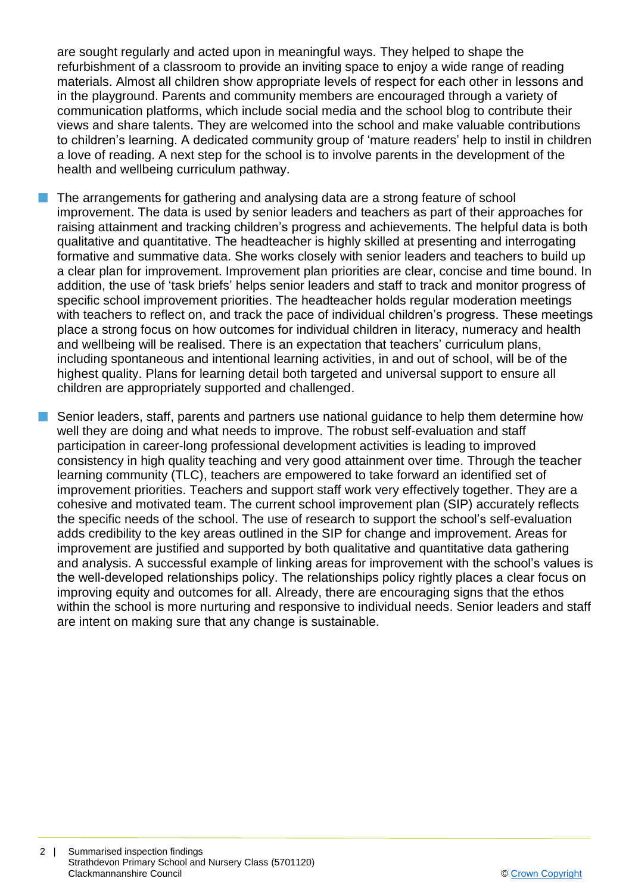are sought regularly and acted upon in meaningful ways. They helped to shape the refurbishment of a classroom to provide an inviting space to enjoy a wide range of reading materials. Almost all children show appropriate levels of respect for each other in lessons and in the playground. Parents and community members are encouraged through a variety of communication platforms, which include social media and the school blog to contribute their views and share talents. They are welcomed into the school and make valuable contributions to children's learning. A dedicated community group of 'mature readers' help to instil in children a love of reading. A next step for the school is to involve parents in the development of the health and wellbeing curriculum pathway.

- The arrangements for gathering and analysing data are a strong feature of school improvement. The data is used by senior leaders and teachers as part of their approaches for raising attainment and tracking children's progress and achievements. The helpful data is both qualitative and quantitative. The headteacher is highly skilled at presenting and interrogating formative and summative data. She works closely with senior leaders and teachers to build up a clear plan for improvement. Improvement plan priorities are clear, concise and time bound. In addition, the use of 'task briefs' helps senior leaders and staff to track and monitor progress of specific school improvement priorities. The headteacher holds regular moderation meetings with teachers to reflect on, and track the pace of individual children's progress. These meetings place a strong focus on how outcomes for individual children in literacy, numeracy and health and wellbeing will be realised. There is an expectation that teachers' curriculum plans, including spontaneous and intentional learning activities, in and out of school, will be of the highest quality. Plans for learning detail both targeted and universal support to ensure all children are appropriately supported and challenged.

- Senior leaders, staff, parents and partners use national guidance to help them determine how well they are doing and what needs to improve. The robust self-evaluation and staff participation in career-long professional development activities is leading to improved consistency in high quality teaching and very good attainment over time. Through the teacher learning community (TLC), teachers are empowered to take forward an identified set of improvement priorities. Teachers and support staff work very effectively together. They are a cohesive and motivated team. The current school improvement plan (SIP) accurately reflects the specific needs of the school. The use of research to support the school's self-evaluation adds credibility to the key areas outlined in the SIP for change and improvement. Areas for improvement are justified and supported by both qualitative and quantitative data gathering and analysis. A successful example of linking areas for improvement with the school's values is the well-developed relationships policy. The relationships policy rightly places a clear focus on improving equity and outcomes for all. Already, there are encouraging signs that the ethos within the school is more nurturing and responsive to individual needs. Senior leaders and staff are intent on making sure that any change is sustainable.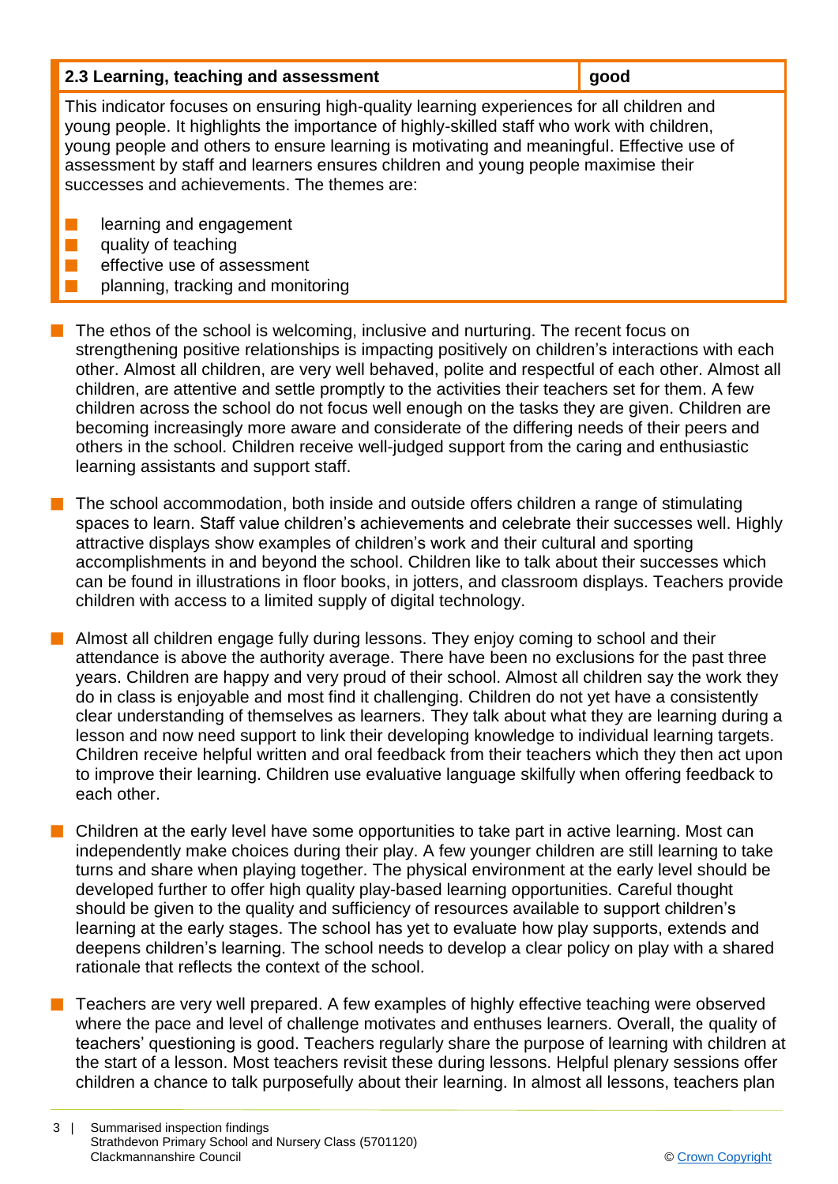| 2.3 Learning, teaching and assessment | good |
| --- | --- |

This indicator focuses on ensuring high-quality learning experiences for all children and young people. It highlights the importance of highly-skilled staff who work with children, young people and others to ensure learning is motivating and meaningful. Effective use of assessment by staff and learners ensures children and young people maximise their successes and achievements. The themes are:

- learning and engagement
- quality of teaching
- effective use of assessment
- planning, tracking and monitoring

- The ethos of the school is welcoming, inclusive and nurturing. The recent focus on strengthening positive relationships is impacting positively on children's interactions with each other. Almost all children, are very well behaved, polite and respectful of each other. Almost all children, are attentive and settle promptly to the activities their teachers set for them. A few children across the school do not focus well enough on the tasks they are given. Children are becoming increasingly more aware and considerate of the differing needs of their peers and others in the school. Children receive well-judged support from the caring and enthusiastic learning assistants and support staff.

- The school accommodation, both inside and outside offers children a range of stimulating spaces to learn. Staff value children's achievements and celebrate their successes well. Highly attractive displays show examples of children's work and their cultural and sporting accomplishments in and beyond the school. Children like to talk about their successes which can be found in illustrations in floor books, in jotters, and classroom displays. Teachers provide children with access to a limited supply of digital technology.

- Almost all children engage fully during lessons. They enjoy coming to school and their attendance is above the authority average. There have been no exclusions for the past three years. Children are happy and very proud of their school. Almost all children say the work they do in class is enjoyable and most find it challenging. Children do not yet have a consistently clear understanding of themselves as learners. They talk about what they are learning during a lesson and now need support to link their developing knowledge to individual learning targets. Children receive helpful written and oral feedback from their teachers which they then act upon to improve their learning. Children use evaluative language skilfully when offering feedback to each other.

- Children at the early level have some opportunities to take part in active learning. Most can independently make choices during their play. A few younger children are still learning to take turns and share when playing together. The physical environment at the early level should be developed further to offer high quality play-based learning opportunities. Careful thought should be given to the quality and sufficiency of resources available to support children's learning at the early stages. The school has yet to evaluate how play supports, extends and deepens children's learning. The school needs to develop a clear policy on play with a shared rationale that reflects the context of the school.

- Teachers are very well prepared. A few examples of highly effective teaching were observed where the pace and level of challenge motivates and enthuses learners. Overall, the quality of teachers' questioning is good. Teachers regularly share the purpose of learning with children at the start of a lesson. Most teachers revisit these during lessons. Helpful plenary sessions offer children a chance to talk purposefully about their learning. In almost all lessons, teachers plan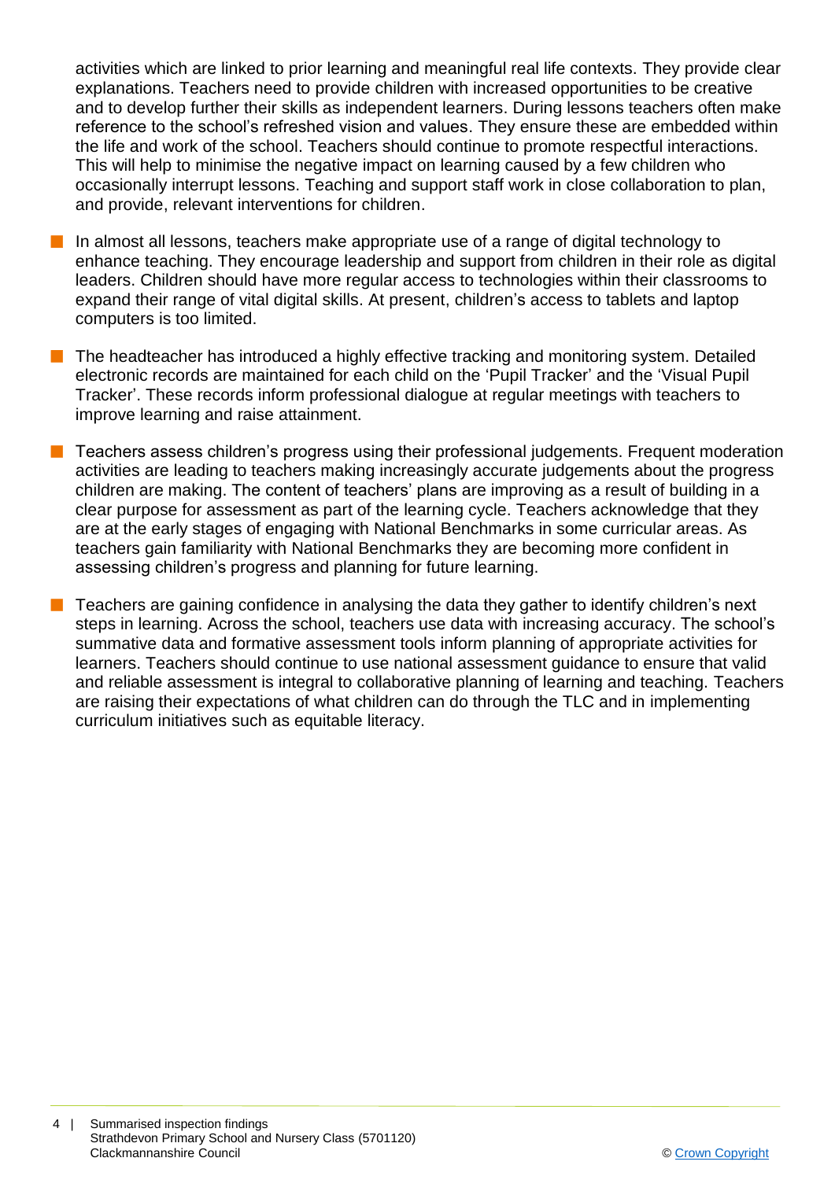activities which are linked to prior learning and meaningful real life contexts. They provide clear explanations. Teachers need to provide children with increased opportunities to be creative and to develop further their skills as independent learners. During lessons teachers often make reference to the school's refreshed vision and values. They ensure these are embedded within the life and work of the school. Teachers should continue to promote respectful interactions. This will help to minimise the negative impact on learning caused by a few children who occasionally interrupt lessons. Teaching and support staff work in close collaboration to plan, and provide, relevant interventions for children.

- In almost all lessons, teachers make appropriate use of a range of digital technology to enhance teaching. They encourage leadership and support from children in their role as digital leaders. Children should have more regular access to technologies within their classrooms to expand their range of vital digital skills. At present, children's access to tablets and laptop computers is too limited.

- The headteacher has introduced a highly effective tracking and monitoring system. Detailed electronic records are maintained for each child on the 'Pupil Tracker' and the 'Visual Pupil Tracker'. These records inform professional dialogue at regular meetings with teachers to improve learning and raise attainment.

- Teachers assess children's progress using their professional judgements. Frequent moderation activities are leading to teachers making increasingly accurate judgements about the progress children are making. The content of teachers' plans are improving as a result of building in a clear purpose for assessment as part of the learning cycle. Teachers acknowledge that they are at the early stages of engaging with National Benchmarks in some curricular areas. As teachers gain familiarity with National Benchmarks they are becoming more confident in assessing children's progress and planning for future learning.

- Teachers are gaining confidence in analysing the data they gather to identify children's next steps in learning. Across the school, teachers use data with increasing accuracy. The school's summative data and formative assessment tools inform planning of appropriate activities for learners. Teachers should continue to use national assessment guidance to ensure that valid and reliable assessment is integral to collaborative planning of learning and teaching. Teachers are raising their expectations of what children can do through the TLC and in implementing curriculum initiatives such as equitable literacy.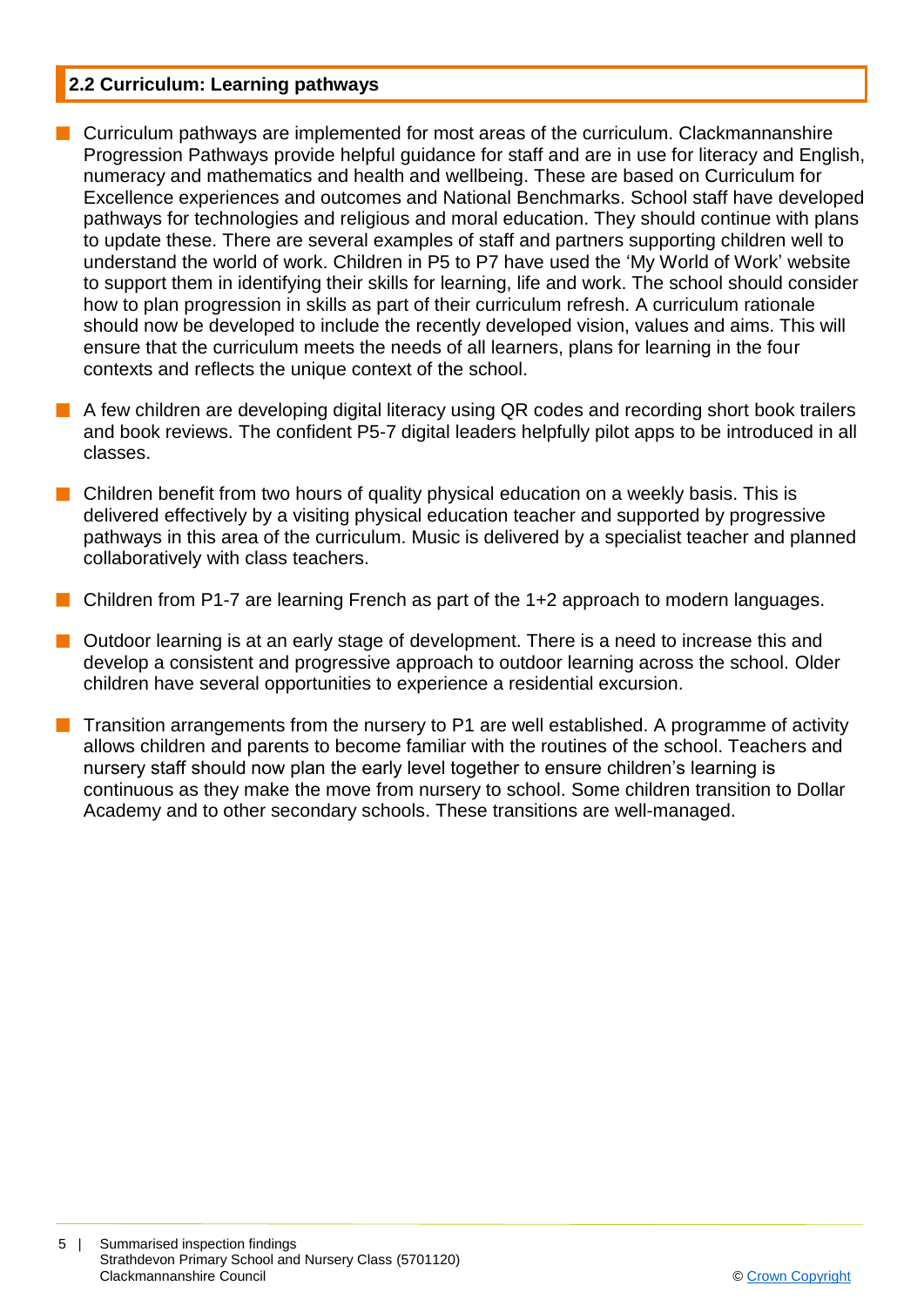## 2.2 Curriculum: Learning pathways

- Curriculum pathways are implemented for most areas of the curriculum. Clackmannanshire Progression Pathways provide helpful guidance for staff and are in use for literacy and English, numeracy and mathematics and health and wellbeing. These are based on Curriculum for Excellence experiences and outcomes and National Benchmarks. School staff have developed pathways for technologies and religious and moral education. They should continue with plans to update these. There are several examples of staff and partners supporting children well to understand the world of work. Children in P5 to P7 have used the 'My World of Work' website to support them in identifying their skills for learning, life and work. The school should consider how to plan progression in skills as part of their curriculum refresh. A curriculum rationale should now be developed to include the recently developed vision, values and aims. This will ensure that the curriculum meets the needs of all learners, plans for learning in the four contexts and reflects the unique context of the school.
- A few children are developing digital literacy using QR codes and recording short book trailers and book reviews. The confident P5-7 digital leaders helpfully pilot apps to be introduced in all classes.
- Children benefit from two hours of quality physical education on a weekly basis. This is delivered effectively by a visiting physical education teacher and supported by progressive pathways in this area of the curriculum. Music is delivered by a specialist teacher and planned collaboratively with class teachers.
- Children from P1-7 are learning French as part of the 1+2 approach to modern languages.
- Outdoor learning is at an early stage of development. There is a need to increase this and develop a consistent and progressive approach to outdoor learning across the school. Older children have several opportunities to experience a residential excursion.
- Transition arrangements from the nursery to P1 are well established. A programme of activity allows children and parents to become familiar with the routines of the school. Teachers and nursery staff should now plan the early level together to ensure children's learning is continuous as they make the move from nursery to school. Some children transition to Dollar Academy and to other secondary schools. These transitions are well-managed.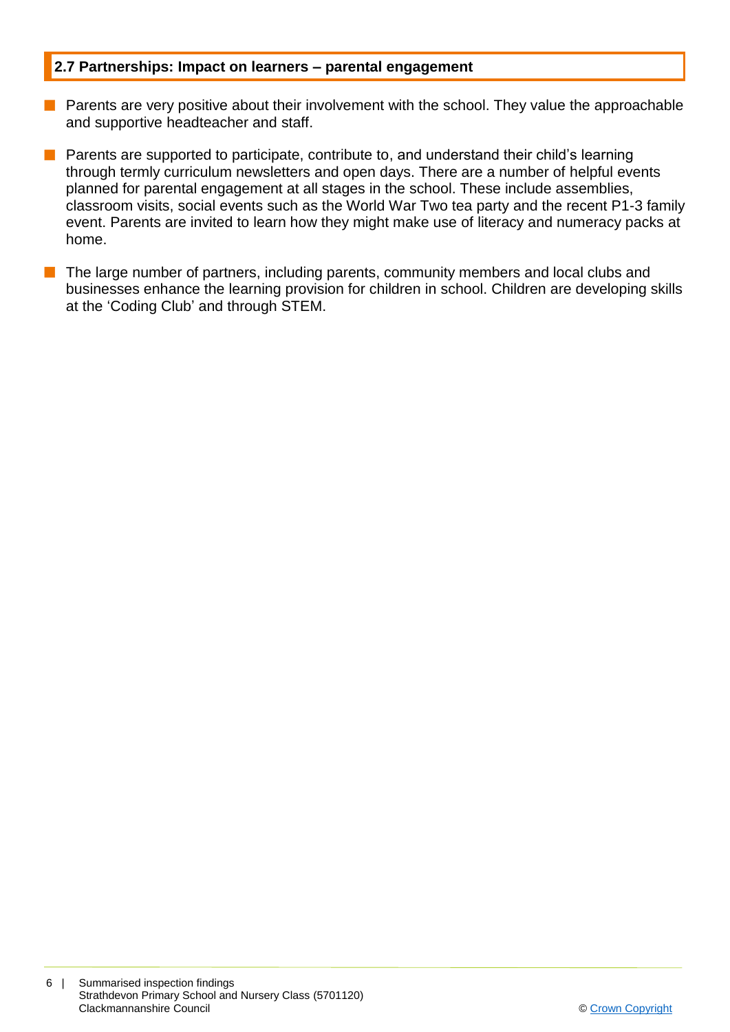## 2.7 Partnerships: Impact on learners – parental engagement

- Parents are very positive about their involvement with the school. They value the approachable and supportive headteacher and staff.
- Parents are supported to participate, contribute to, and understand their child's learning through termly curriculum newsletters and open days. There are a number of helpful events planned for parental engagement at all stages in the school. These include assemblies, classroom visits, social events such as the World War Two tea party and the recent P1-3 family event. Parents are invited to learn how they might make use of literacy and numeracy packs at home.
- The large number of partners, including parents, community members and local clubs and businesses enhance the learning provision for children in school. Children are developing skills at the 'Coding Club' and through STEM.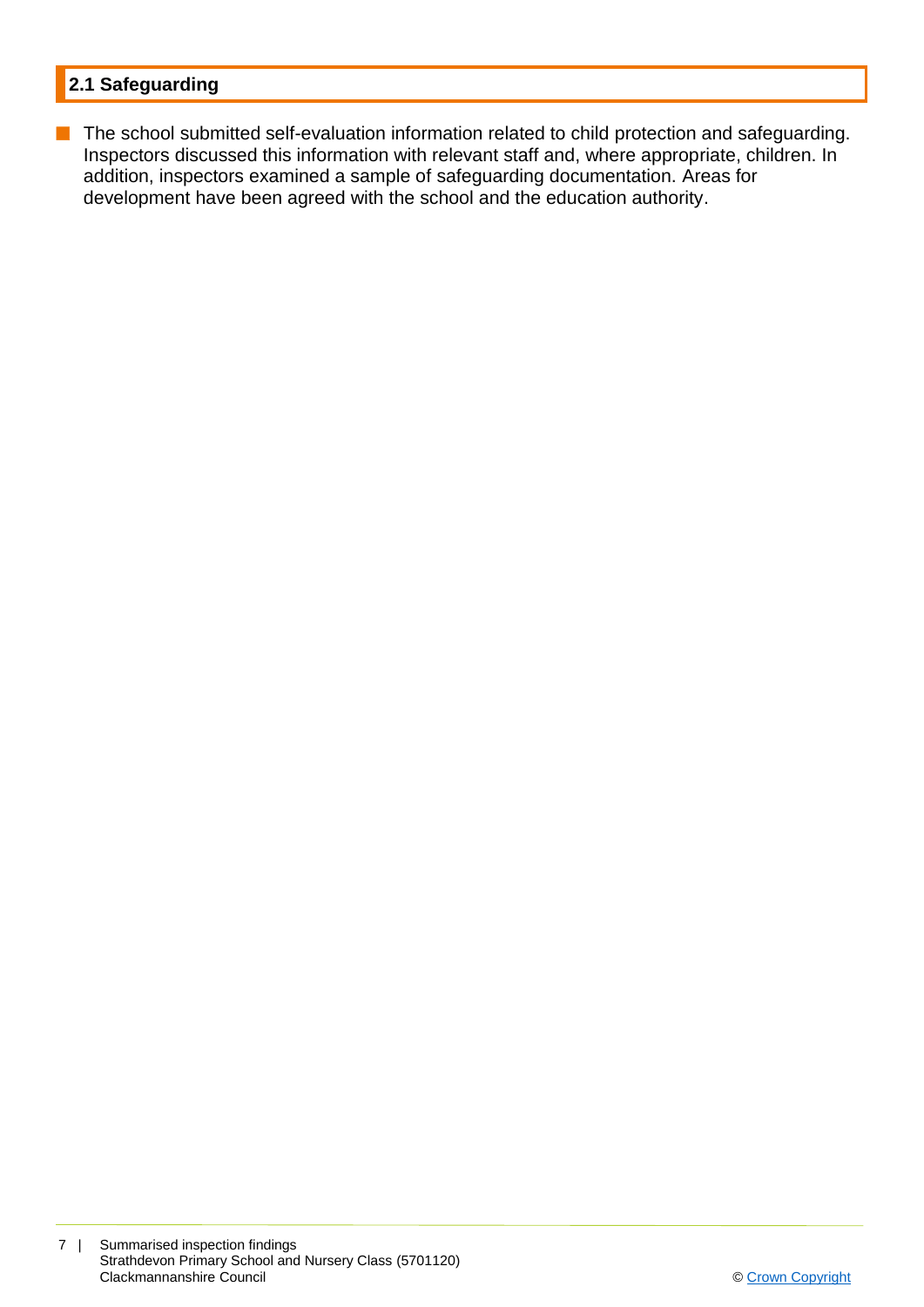## 2.1 Safeguarding

- The school submitted self-evaluation information related to child protection and safeguarding. Inspectors discussed this information with relevant staff and, where appropriate, children. In addition, inspectors examined a sample of safeguarding documentation. Areas for development have been agreed with the school and the education authority.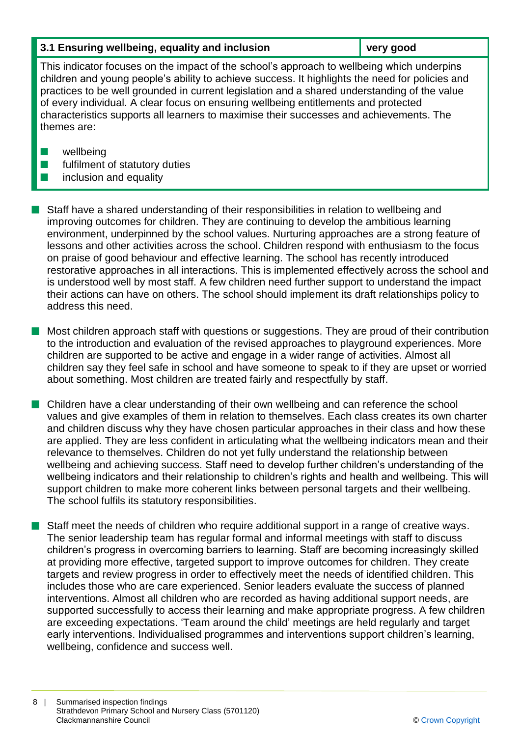| 3.1 Ensuring wellbeing, equality and inclusion | very good |
| --- | --- |
| This indicator focuses on the impact of the school's approach to wellbeing which underpins children and young people's ability to achieve success. It highlights the need for policies and practices to be well grounded in current legislation and a shared understanding of the value of every individual. A clear focus on ensuring wellbeing entitlements and protected characteristics supports all learners to maximise their successes and achievements. The themes are:<br>■ wellbeing<br>■ fulfilment of statutory duties<br>■ inclusion and equality | |

- Staff have a shared understanding of their responsibilities in relation to wellbeing and improving outcomes for children. They are continuing to develop the ambitious learning environment, underpinned by the school values. Nurturing approaches are a strong feature of lessons and other activities across the school. Children respond with enthusiasm to the focus on praise of good behaviour and effective learning. The school has recently introduced restorative approaches in all interactions. This is implemented effectively across the school and is understood well by most staff. A few children need further support to understand the impact their actions can have on others. The school should implement its draft relationships policy to address this need.

- Most children approach staff with questions or suggestions. They are proud of their contribution to the introduction and evaluation of the revised approaches to playground experiences. More children are supported to be active and engage in a wider range of activities. Almost all children say they feel safe in school and have someone to speak to if they are upset or worried about something. Most children are treated fairly and respectfully by staff.

- Children have a clear understanding of their own wellbeing and can reference the school values and give examples of them in relation to themselves. Each class creates its own charter and children discuss why they have chosen particular approaches in their class and how these are applied. They are less confident in articulating what the wellbeing indicators mean and their relevance to themselves. Children do not yet fully understand the relationship between wellbeing and achieving success. Staff need to develop further children's understanding of the wellbeing indicators and their relationship to children's rights and health and wellbeing. This will support children to make more coherent links between personal targets and their wellbeing. The school fulfils its statutory responsibilities.

- Staff meet the needs of children who require additional support in a range of creative ways. The senior leadership team has regular formal and informal meetings with staff to discuss children's progress in overcoming barriers to learning. Staff are becoming increasingly skilled at providing more effective, targeted support to improve outcomes for children. They create targets and review progress in order to effectively meet the needs of identified children. This includes those who are care experienced. Senior leaders evaluate the success of planned interventions. Almost all children who are recorded as having additional support needs, are supported successfully to access their learning and make appropriate progress. A few children are exceeding expectations. 'Team around the child' meetings are held regularly and target early interventions. Individualised programmes and interventions support children's learning, wellbeing, confidence and success well.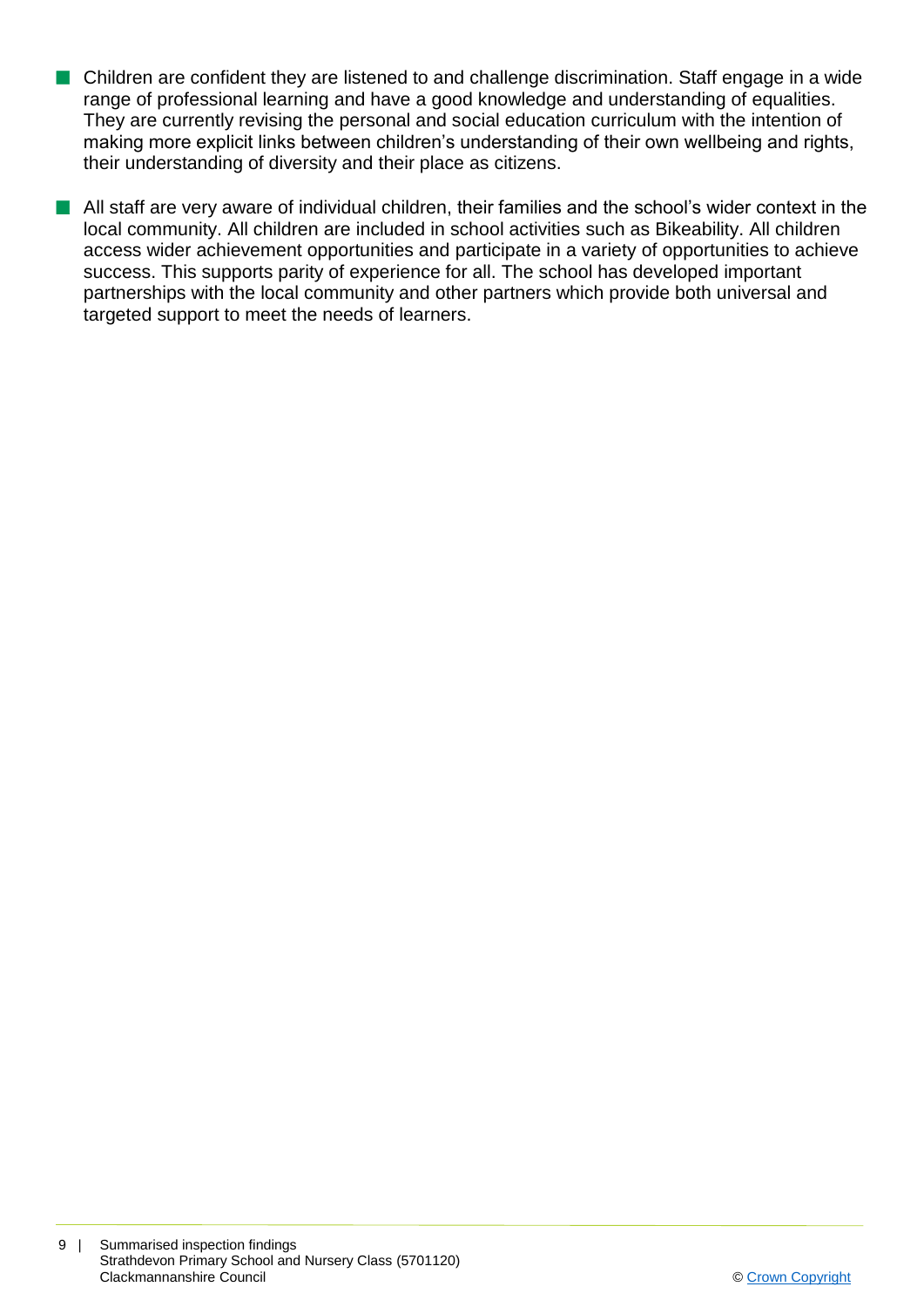- Children are confident they are listened to and challenge discrimination. Staff engage in a wide range of professional learning and have a good knowledge and understanding of equalities. They are currently revising the personal and social education curriculum with the intention of making more explicit links between children's understanding of their own wellbeing and rights, their understanding of diversity and their place as citizens.

- All staff are very aware of individual children, their families and the school's wider context in the local community. All children are included in school activities such as Bikeability. All children access wider achievement opportunities and participate in a variety of opportunities to achieve success. This supports parity of experience for all. The school has developed important partnerships with the local community and other partners which provide both universal and targeted support to meet the needs of learners.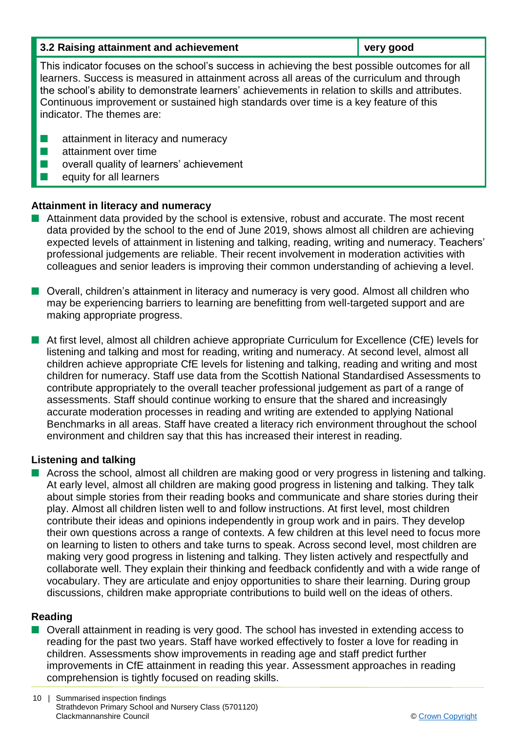| 3.2 Raising attainment and achievement | very good |
| --- | --- |

This indicator focuses on the school's success in achieving the best possible outcomes for all learners. Success is measured in attainment across all areas of the curriculum and through the school's ability to demonstrate learners' achievements in relation to skills and attributes. Continuous improvement or sustained high standards over time is a key feature of this indicator. The themes are:

- attainment in literacy and numeracy
- attainment over time
- overall quality of learners' achievement
- equity for all learners

### Attainment in literacy and numeracy

- Attainment data provided by the school is extensive, robust and accurate. The most recent data provided by the school to the end of June 2019, shows almost all children are achieving expected levels of attainment in listening and talking, reading, writing and numeracy. Teachers' professional judgements are reliable. Their recent involvement in moderation activities with colleagues and senior leaders is improving their common understanding of achieving a level.

- Overall, children's attainment in literacy and numeracy is very good. Almost all children who may be experiencing barriers to learning are benefitting from well-targeted support and are making appropriate progress.

- At first level, almost all children achieve appropriate Curriculum for Excellence (CfE) levels for listening and talking and most for reading, writing and numeracy. At second level, almost all children achieve appropriate CfE levels for listening and talking, reading and writing and most children for numeracy. Staff use data from the Scottish National Standardised Assessments to contribute appropriately to the overall teacher professional judgement as part of a range of assessments. Staff should continue working to ensure that the shared and increasingly accurate moderation processes in reading and writing are extended to applying National Benchmarks in all areas. Staff have created a literacy rich environment throughout the school environment and children say that this has increased their interest in reading.

### Listening and talking

- Across the school, almost all children are making good or very progress in listening and talking. At early level, almost all children are making good progress in listening and talking. They talk about simple stories from their reading books and communicate and share stories during their play. Almost all children listen well to and follow instructions. At first level, most children contribute their ideas and opinions independently in group work and in pairs. They develop their own questions across a range of contexts. A few children at this level need to focus more on learning to listen to others and take turns to speak. Across second level, most children are making very good progress in listening and talking. They listen actively and respectfully and collaborate well. They explain their thinking and feedback confidently and with a wide range of vocabulary. They are articulate and enjoy opportunities to share their learning. During group discussions, children make appropriate contributions to build well on the ideas of others.

### Reading

- Overall attainment in reading is very good. The school has invested in extending access to reading for the past two years. Staff have worked effectively to foster a love for reading in children. Assessments show improvements in reading age and staff predict further improvements in CfE attainment in reading this year. Assessment approaches in reading comprehension is tightly focused on reading skills.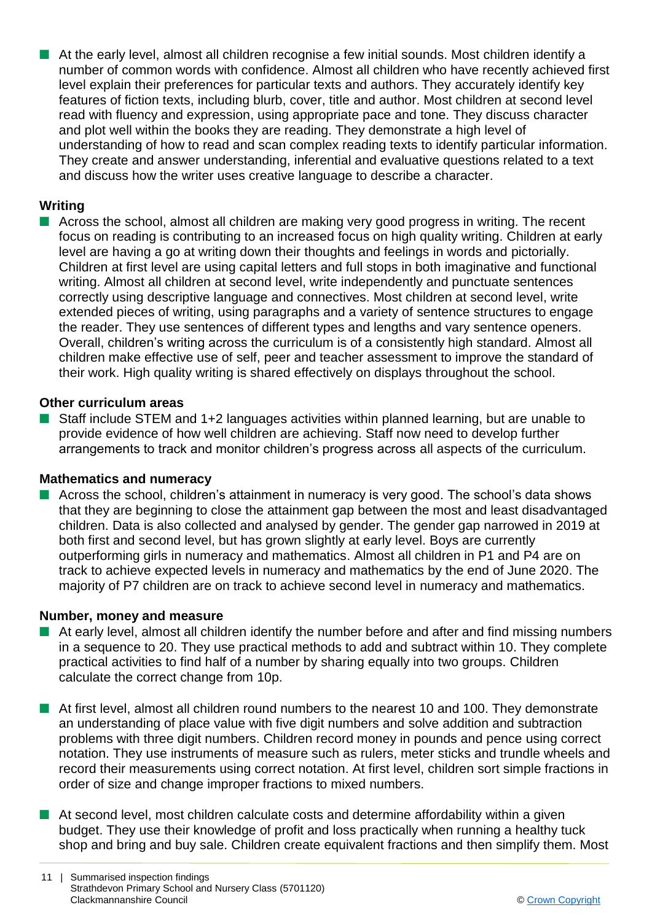- At the early level, almost all children recognise a few initial sounds. Most children identify a number of common words with confidence. Almost all children who have recently achieved first level explain their preferences for particular texts and authors. They accurately identify key features of fiction texts, including blurb, cover, title and author. Most children at second level read with fluency and expression, using appropriate pace and tone. They discuss character and plot well within the books they are reading. They demonstrate a high level of understanding of how to read and scan complex reading texts to identify particular information. They create and answer understanding, inferential and evaluative questions related to a text and discuss how the writer uses creative language to describe a character.

#### Writing

- Across the school, almost all children are making very good progress in writing. The recent focus on reading is contributing to an increased focus on high quality writing. Children at early level are having a go at writing down their thoughts and feelings in words and pictorially. Children at first level are using capital letters and full stops in both imaginative and functional writing. Almost all children at second level, write independently and punctuate sentences correctly using descriptive language and connectives. Most children at second level, write extended pieces of writing, using paragraphs and a variety of sentence structures to engage the reader. They use sentences of different types and lengths and vary sentence openers. Overall, children's writing across the curriculum is of a consistently high standard. Almost all children make effective use of self, peer and teacher assessment to improve the standard of their work. High quality writing is shared effectively on displays throughout the school.

#### Other curriculum areas

- Staff include STEM and 1+2 languages activities within planned learning, but are unable to provide evidence of how well children are achieving. Staff now need to develop further arrangements to track and monitor children's progress across all aspects of the curriculum.

#### Mathematics and numeracy

- Across the school, children's attainment in numeracy is very good. The school's data shows that they are beginning to close the attainment gap between the most and least disadvantaged children. Data is also collected and analysed by gender. The gender gap narrowed in 2019 at both first and second level, but has grown slightly at early level. Boys are currently outperforming girls in numeracy and mathematics. Almost all children in P1 and P4 are on track to achieve expected levels in numeracy and mathematics by the end of June 2020. The majority of P7 children are on track to achieve second level in numeracy and mathematics.

#### Number, money and measure

- At early level, almost all children identify the number before and after and find missing numbers in a sequence to 20. They use practical methods to add and subtract within 10. They complete practical activities to find half of a number by sharing equally into two groups. Children calculate the correct change from 10p.

- At first level, almost all children round numbers to the nearest 10 and 100. They demonstrate an understanding of place value with five digit numbers and solve addition and subtraction problems with three digit numbers. Children record money in pounds and pence using correct notation. They use instruments of measure such as rulers, meter sticks and trundle wheels and record their measurements using correct notation. At first level, children sort simple fractions in order of size and change improper fractions to mixed numbers.

- At second level, most children calculate costs and determine affordability within a given budget. They use their knowledge of profit and loss practically when running a healthy tuck shop and bring and buy sale. Children create equivalent fractions and then simplify them. Most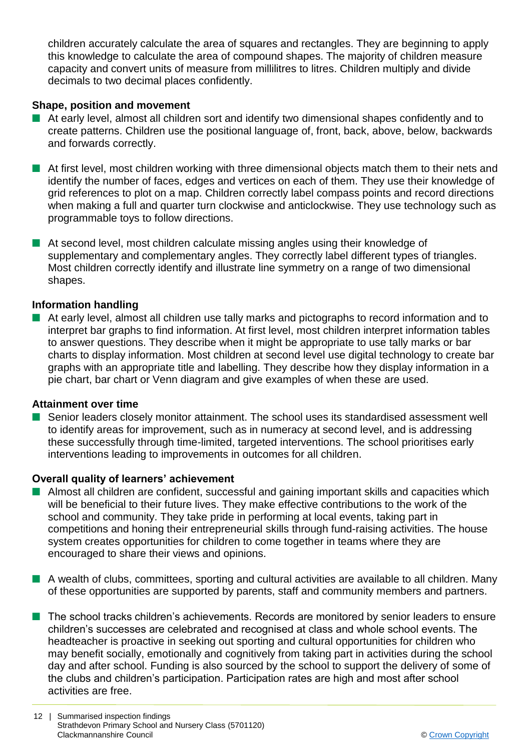children accurately calculate the area of squares and rectangles. They are beginning to apply this knowledge to calculate the area of compound shapes. The majority of children measure capacity and convert units of measure from millilitres to litres. Children multiply and divide decimals to two decimal places confidently.

**Shape, position and movement**

- At early level, almost all children sort and identify two dimensional shapes confidently and to create patterns. Children use the positional language of, front, back, above, below, backwards and forwards correctly.

- At first level, most children working with three dimensional objects match them to their nets and identify the number of faces, edges and vertices on each of them. They use their knowledge of grid references to plot on a map. Children correctly label compass points and record directions when making a full and quarter turn clockwise and anticlockwise. They use technology such as programmable toys to follow directions.

- At second level, most children calculate missing angles using their knowledge of supplementary and complementary angles. They correctly label different types of triangles. Most children correctly identify and illustrate line symmetry on a range of two dimensional shapes.

**Information handling**

- At early level, almost all children use tally marks and pictographs to record information and to interpret bar graphs to find information. At first level, most children interpret information tables to answer questions. They describe when it might be appropriate to use tally marks or bar charts to display information. Most children at second level use digital technology to create bar graphs with an appropriate title and labelling. They describe how they display information in a pie chart, bar chart or Venn diagram and give examples of when these are used.

**Attainment over time**

- Senior leaders closely monitor attainment. The school uses its standardised assessment well to identify areas for improvement, such as in numeracy at second level, and is addressing these successfully through time-limited, targeted interventions. The school prioritises early interventions leading to improvements in outcomes for all children.

**Overall quality of learners' achievement**

- Almost all children are confident, successful and gaining important skills and capacities which will be beneficial to their future lives. They make effective contributions to the work of the school and community. They take pride in performing at local events, taking part in competitions and honing their entrepreneurial skills through fund-raising activities. The house system creates opportunities for children to come together in teams where they are encouraged to share their views and opinions.

- A wealth of clubs, committees, sporting and cultural activities are available to all children. Many of these opportunities are supported by parents, staff and community members and partners.

- The school tracks children's achievements. Records are monitored by senior leaders to ensure children's successes are celebrated and recognised at class and whole school events. The headteacher is proactive in seeking out sporting and cultural opportunities for children who may benefit socially, emotionally and cognitively from taking part in activities during the school day and after school. Funding is also sourced by the school to support the delivery of some of the clubs and children's participation. Participation rates are high and most after school activities are free.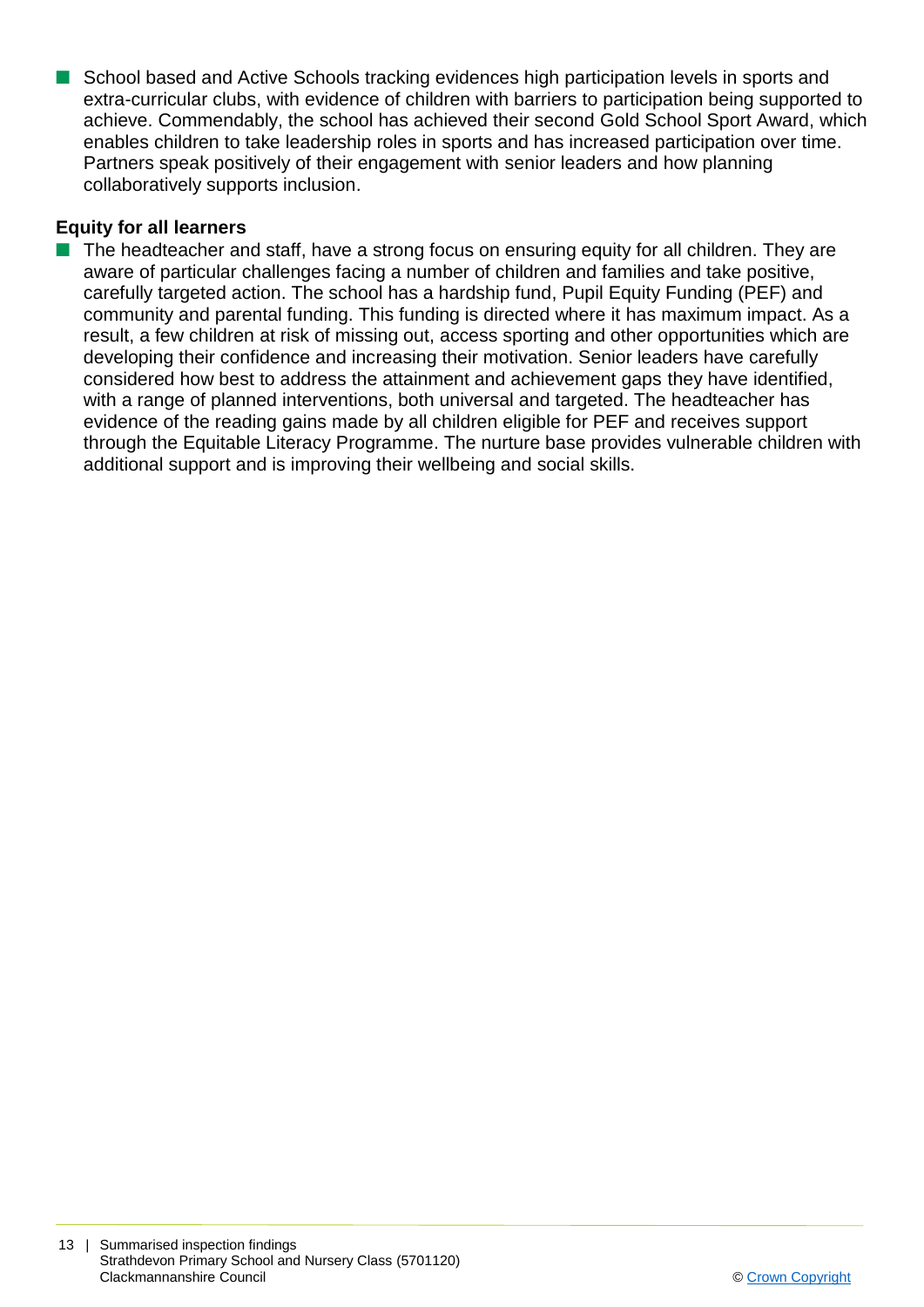- School based and Active Schools tracking evidences high participation levels in sports and extra-curricular clubs, with evidence of children with barriers to participation being supported to achieve. Commendably, the school has achieved their second Gold School Sport Award, which enables children to take leadership roles in sports and has increased participation over time. Partners speak positively of their engagement with senior leaders and how planning collaboratively supports inclusion.

**Equity for all learners**

- The headteacher and staff, have a strong focus on ensuring equity for all children. They are aware of particular challenges facing a number of children and families and take positive, carefully targeted action. The school has a hardship fund, Pupil Equity Funding (PEF) and community and parental funding. This funding is directed where it has maximum impact. As a result, a few children at risk of missing out, access sporting and other opportunities which are developing their confidence and increasing their motivation. Senior leaders have carefully considered how best to address the attainment and achievement gaps they have identified, with a range of planned interventions, both universal and targeted. The headteacher has evidence of the reading gains made by all children eligible for PEF and receives support through the Equitable Literacy Programme. The nurture base provides vulnerable children with additional support and is improving their wellbeing and social skills.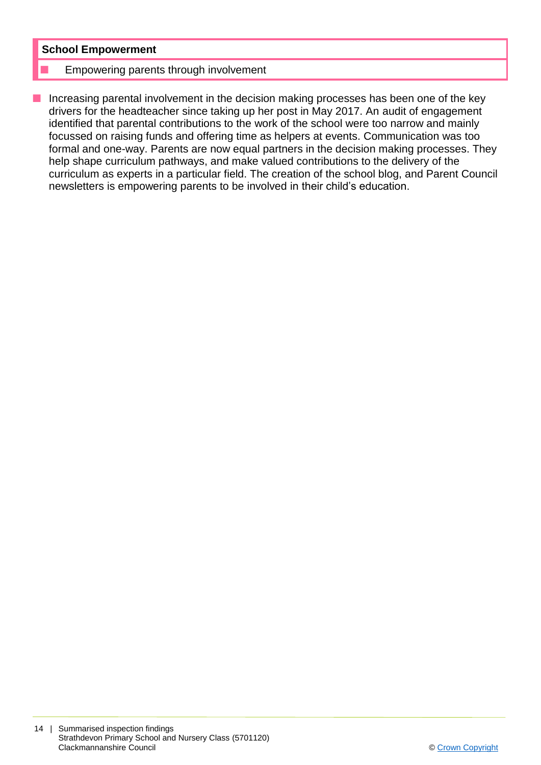**School Empowerment**

- Empowering parents through involvement

- Increasing parental involvement in the decision making processes has been one of the key drivers for the headteacher since taking up her post in May 2017. An audit of engagement identified that parental contributions to the work of the school were too narrow and mainly focussed on raising funds and offering time as helpers at events. Communication was too formal and one-way. Parents are now equal partners in the decision making processes. They help shape curriculum pathways, and make valued contributions to the delivery of the curriculum as experts in a particular field. The creation of the school blog, and Parent Council newsletters is empowering parents to be involved in their child's education.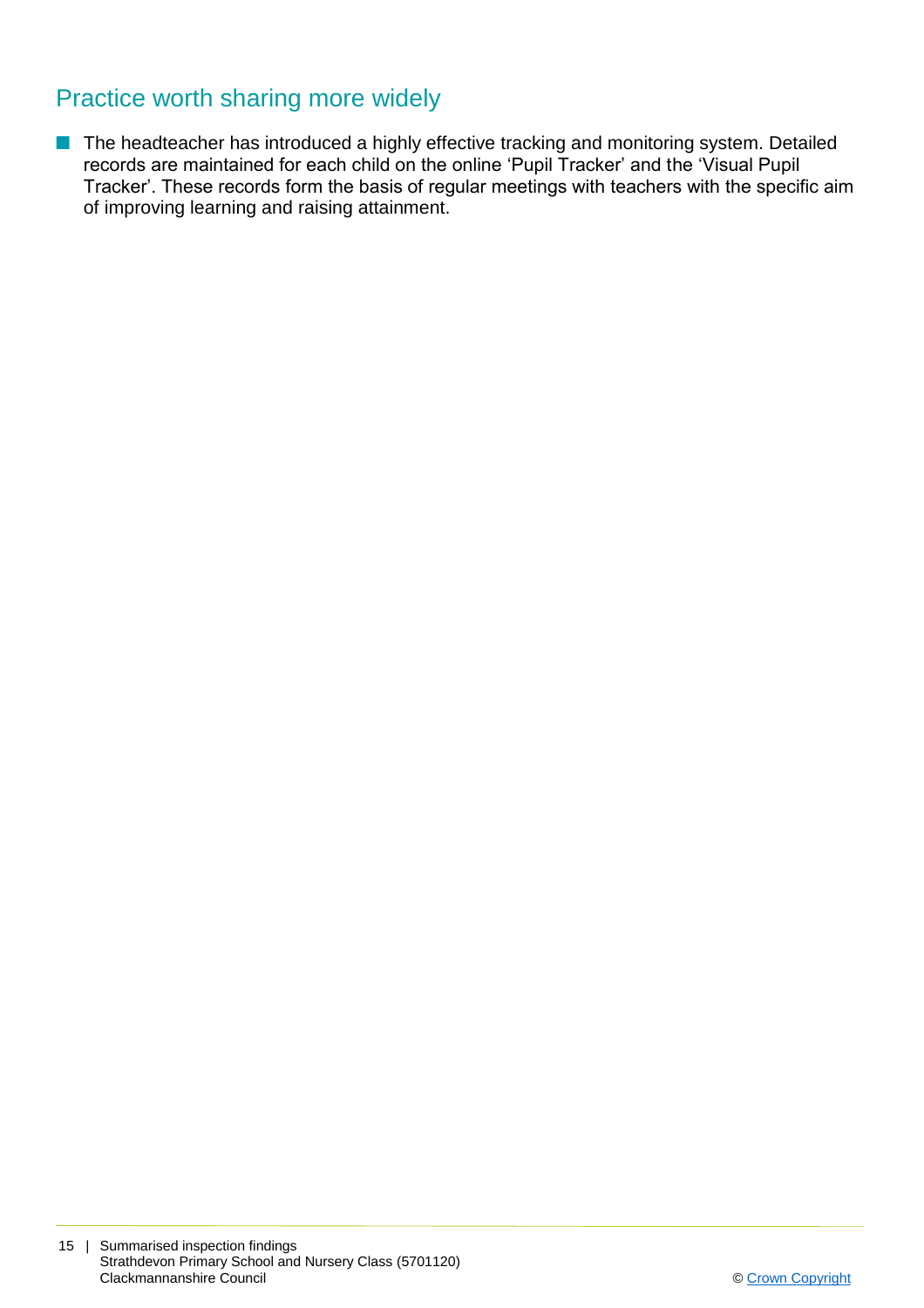## Practice worth sharing more widely

- The headteacher has introduced a highly effective tracking and monitoring system. Detailed records are maintained for each child on the online 'Pupil Tracker' and the 'Visual Pupil Tracker'. These records form the basis of regular meetings with teachers with the specific aim of improving learning and raising attainment.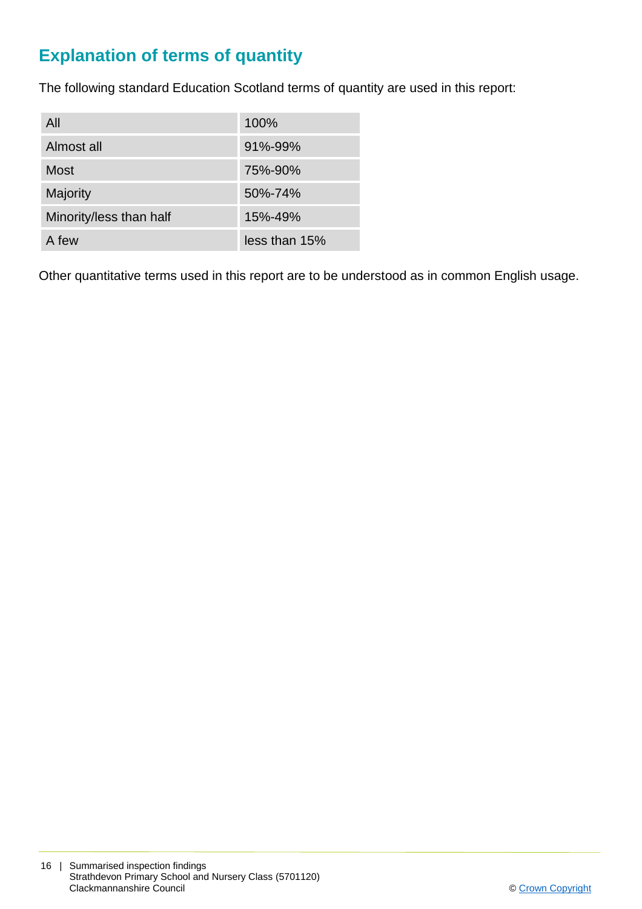## Explanation of terms of quantity

The following standard Education Scotland terms of quantity are used in this report:

| | |
|---|---|
| All | 100% |
| Almost all | 91%-99% |
| Most | 75%-90% |
| Majority | 50%-74% |
| Minority/less than half | 15%-49% |
| A few | less than 15% |

Other quantitative terms used in this report are to be understood as in common English usage.